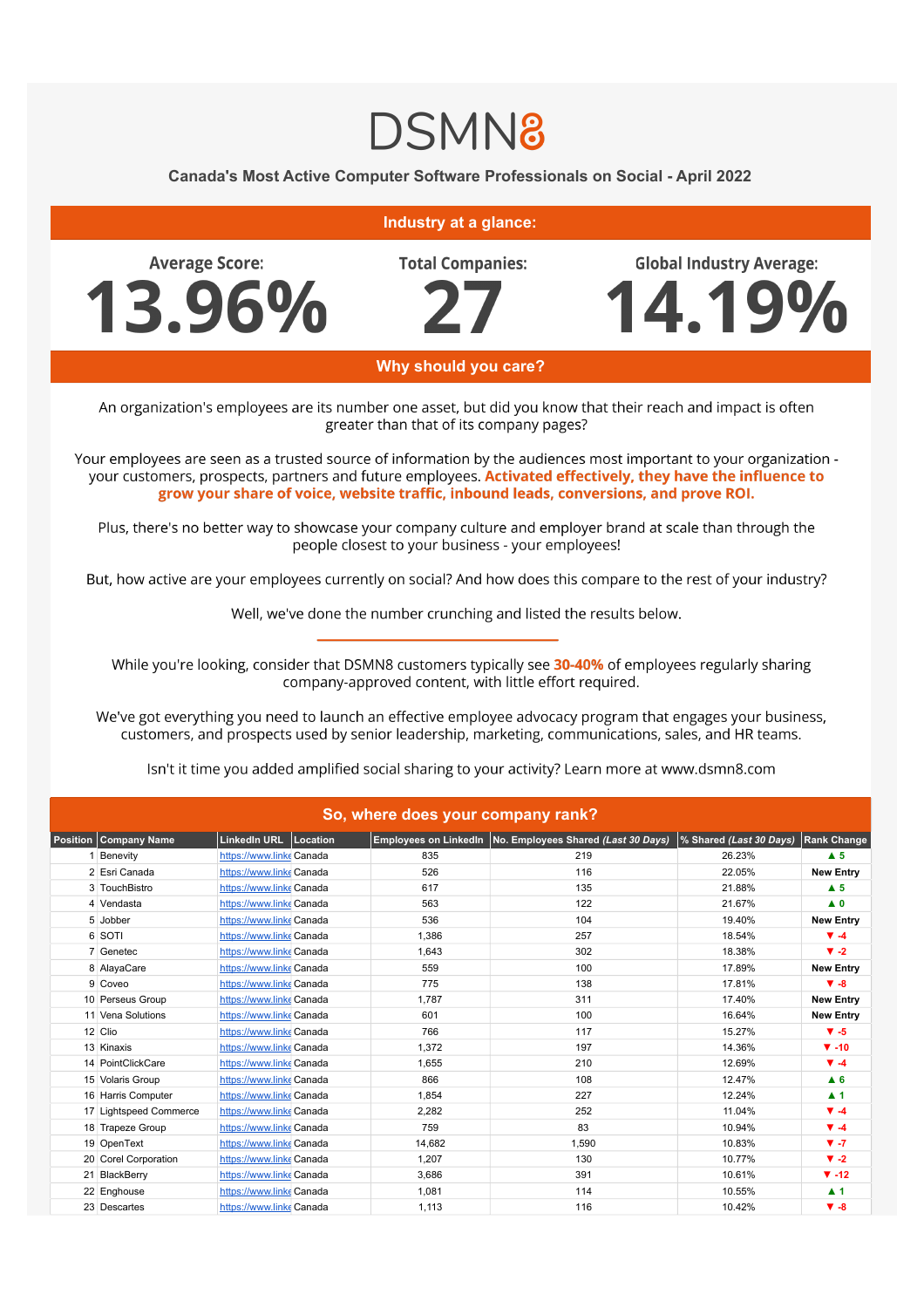# DSMN8

## Canada's Most Active Computer Software Professionals on Social - April 2022

### Industry at a glance:

**Average Score:** 13.96%

**Total Companies:** 27

**Global Industry Average:** 14.19%

### Why should you care?

An organization's employees are its number one asset, but did you know that their reach and impact is often greater than that of its company pages?

Your employees are seen as a trusted source of information by the audiences most important to your organization - your customers, prospects, partners and future employees. **Activated effectively, they have the influence to grow your share of voice, website traffic, inbound leads, conversions, and prove ROI.**

Plus, there's no better way to showcase your company culture and employer brand at scale than through the people closest to your business - your employees!

But, how active are your employees currently on social? And how does this compare to the rest of your industry?

Well, we've done the number crunching and listed the results below.

---

While you're looking, consider that DSMN8 customers typically see **30-40%** of employees regularly sharing company-approved content, with little effort required.

We've got everything you need to launch an effective employee advocacy program that engages your business, customers, and prospects used by senior leadership, marketing, communications, sales, and HR teams.

Isn't it time you added amplified social sharing to your activity? Learn more at www.dsmn8.com

### So, where does your company rank?

| Position | Company Name | LinkedIn URL | Location | Employees on LinkedIn | No. Employees Shared *(Last 30 Days)* | % Shared *(Last 30 Days)* | Rank Change |
|---|---|---|---|---|---|---|---|
| 1 | Benevity | https://www.linke | Canada | 835 | 219 | 26.23% | ▲ 5 |
| 2 | Esri Canada | https://www.linke | Canada | 526 | 116 | 22.05% | New Entry |
| 3 | TouchBistro | https://www.linke | Canada | 617 | 135 | 21.88% | ▲ 5 |
| 4 | Vendasta | https://www.linke | Canada | 563 | 122 | 21.67% | ▲ 0 |
| 5 | Jobber | https://www.linke | Canada | 536 | 104 | 19.40% | New Entry |
| 6 | SOTI | https://www.linke | Canada | 1,386 | 257 | 18.54% | ▼ -4 |
| 7 | Genetec | https://www.linke | Canada | 1,643 | 302 | 18.38% | ▼ -2 |
| 8 | AlayaCare | https://www.linke | Canada | 559 | 100 | 17.89% | New Entry |
| 9 | Coveo | https://www.linke | Canada | 775 | 138 | 17.81% | ▼ -8 |
| 10 | Perseus Group | https://www.linke | Canada | 1,787 | 311 | 17.40% | New Entry |
| 11 | Vena Solutions | https://www.linke | Canada | 601 | 100 | 16.64% | New Entry |
| 12 | Clio | https://www.linke | Canada | 766 | 117 | 15.27% | ▼ -5 |
| 13 | Kinaxis | https://www.linke | Canada | 1,372 | 197 | 14.36% | ▼ -10 |
| 14 | PointClickCare | https://www.linke | Canada | 1,655 | 210 | 12.69% | ▼ -4 |
| 15 | Volaris Group | https://www.linke | Canada | 866 | 108 | 12.47% | ▲ 6 |
| 16 | Harris Computer | https://www.linke | Canada | 1,854 | 227 | 12.24% | ▲ 1 |
| 17 | Lightspeed Commerce | https://www.linke | Canada | 2,282 | 252 | 11.04% | ▼ -4 |
| 18 | Trapeze Group | https://www.linke | Canada | 759 | 83 | 10.94% | ▼ -4 |
| 19 | OpenText | https://www.linke | Canada | 14,682 | 1,590 | 10.83% | ▼ -7 |
| 20 | Corel Corporation | https://www.linke | Canada | 1,207 | 130 | 10.77% | ▼ -2 |
| 21 | BlackBerry | https://www.linke | Canada | 3,686 | 391 | 10.61% | ▼ -12 |
| 22 | Enghouse | https://www.linke | Canada | 1,081 | 114 | 10.55% | ▲ 1 |
| 23 | Descartes | https://www.linke | Canada | 1,113 | 116 | 10.42% | ▼ -8 |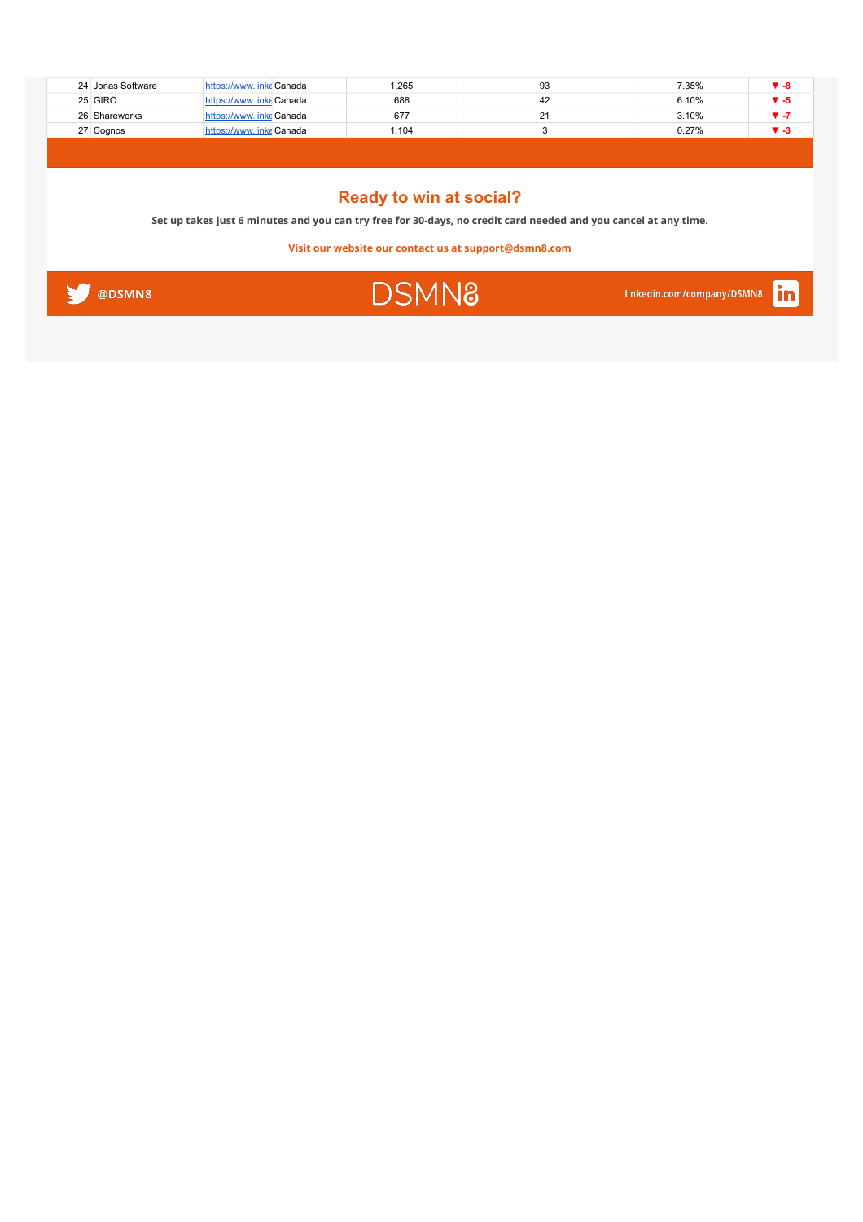| | | | | | | | |
|---|---|---|---|---|---|---|---|
| 24 | Jonas Software | https://www.linke | Canada | 1,265 | 93 | 7.35% | ▼ -8 |
| 25 | GIRO | https://www.linke | Canada | 688 | 42 | 6.10% | ▼ -5 |
| 26 | Shareworks | https://www.linke | Canada | 677 | 21 | 3.10% | ▼ -7 |
| 27 | Cognos | https://www.linke | Canada | 1,104 | 3 | 0.27% | ▼ -3 |

## Ready to win at social?

**Set up takes just 6 minutes and you can try free for 30-days, no credit card needed and you cancel at any time.**

**Visit our website our contact us at support@dsmn8.com**

@DSMN8

DSMN8

linkedin.com/company/DSMN8